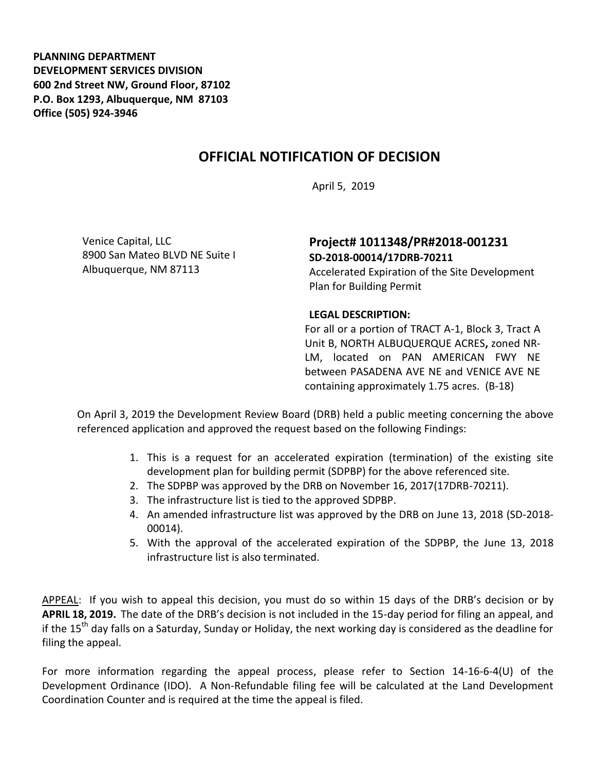**PLANNING DEPARTMENT**
**DEVELOPMENT SERVICES DIVISION**
**600 2nd Street NW, Ground Floor, 87102**
**P.O. Box 1293, Albuquerque, NM 87103**
**Office (505) 924-3946**

# OFFICIAL NOTIFICATION OF DECISION

April 5, 2019

Venice Capital, LLC
8900 San Mateo BLVD NE Suite I
Albuquerque, NM 87113

## Project# 1011348/PR#2018-001231

**SD-2018-00014/17DRB-70211**
Accelerated Expiration of the Site Development Plan for Building Permit

**LEGAL DESCRIPTION:**
For all or a portion of TRACT A-1, Block 3, Tract A Unit B, NORTH ALBUQUERQUE ACRES**,** zoned NR-LM, located on PAN AMERICAN FWY NE between PASADENA AVE NE and VENICE AVE NE containing approximately 1.75 acres. (B-18)

On April 3, 2019 the Development Review Board (DRB) held a public meeting concerning the above referenced application and approved the request based on the following Findings:

1. This is a request for an accelerated expiration (termination) of the existing site development plan for building permit (SDPBP) for the above referenced site.
2. The SDPBP was approved by the DRB on November 16, 2017(17DRB-70211).
3. The infrastructure list is tied to the approved SDPBP.
4. An amended infrastructure list was approved by the DRB on June 13, 2018 (SD-2018-00014).
5. With the approval of the accelerated expiration of the SDPBP, the June 13, 2018 infrastructure list is also terminated.

<u>APPEAL</u>: If you wish to appeal this decision, you must do so within 15 days of the DRB's decision or by **APRIL 18, 2019.** The date of the DRB's decision is not included in the 15-day period for filing an appeal, and if the 15th day falls on a Saturday, Sunday or Holiday, the next working day is considered as the deadline for filing the appeal.

For more information regarding the appeal process, please refer to Section 14-16-6-4(U) of the Development Ordinance (IDO). A Non-Refundable filing fee will be calculated at the Land Development Coordination Counter and is required at the time the appeal is filed.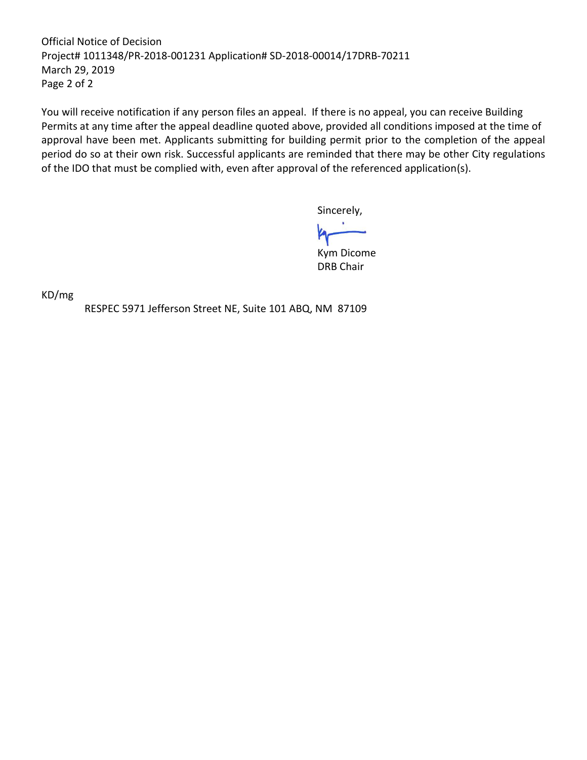You will receive notification if any person files an appeal. If there is no appeal, you can receive Building Permits at any time after the appeal deadline quoted above, provided all conditions imposed at the time of approval have been met. Applicants submitting for building permit prior to the completion of the appeal period do so at their own risk. Successful applicants are reminded that there may be other City regulations of the IDO that must be complied with, even after approval of the referenced application(s).

Sincerely,

Kym Dicome
DRB Chair

KD/mg

RESPEC 5971 Jefferson Street NE, Suite 101 ABQ, NM 87109